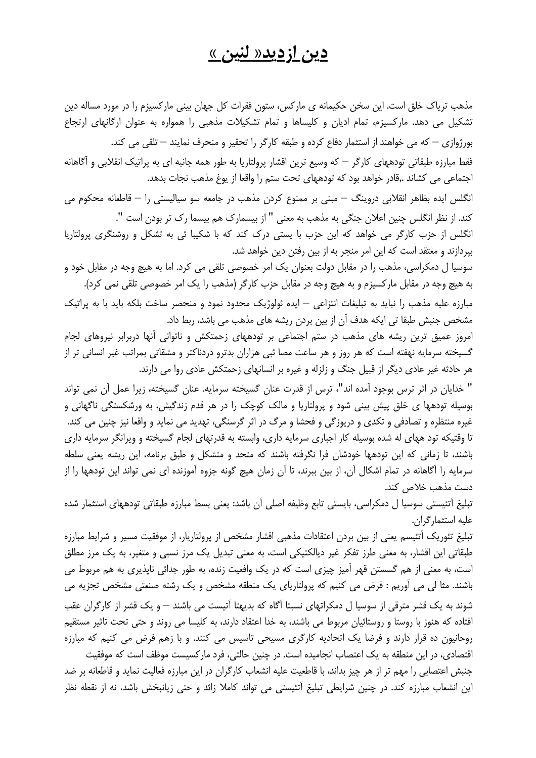# دین از دید« لنین »

مذهب تریاک خلق است. این سخن حکیمانه ی مارکس، ستون فقرات کل جهان بینی مارکسیزم را در مورد مساله دین تشکیل می دهد. مارکسیزم، تمام ادیان و کلیساها و تمام تشکیلات مذهبی را همواره به عنوان ارگانهای ارتجاع بورژوازی – که می خواهند از استثمار دفاع کرده و طبقه کارگر را تحقیر و منحرف نمایند – تلقی می کند.

فقط مبارزه طبقاتی تودههای کارگر – که وسیع ترین اقشار پرولتاریا به طور همه جانبه ای به پراتیک انقلابی و آگاهانه اجتماعی می کشاند .،قادر خواهد بود که تودههای تحت ستم را واقعا از یوغ مذهب نجات بدهد.

انگلس ایده بظاهر انقلابی دروینگ – مبنی بر ممنوع کردن مذهب در جامعه سو سیالیستی را – قاطعانه محکوم می کند. از نظر انگلس چنین اعلان جنگی به مذهب به معنی " از بیسمارک هم بیسما رک تر بودن است ".

انگلس از حزب کارگر می خواهد که این حزب با یستی درک کند که با شکیبا ئی به تشکل و روشنگری پرولتاریا بپردازند و معتقد است که این امر منجر به از بین رفتن دین خواهد شد.

سوسیا ل دمکراسی، مذهب را در مقابل دولت بعنوان یک امر خصوصی تلقی می کرد. اما به هیچ وجه در مقابل خود و به هیچ وجه در مقابل مارکسیزم و به هیچ وجه در مقابل حزب کارگر (مذهب را یک امر خصوصی تلقی نمی کرد).

مبارزه علیه مذهب را نباید به تبلیغات انتزاعی – ایده ئولوژیک محدود نمود و منحصر ساخت بلکه باید با به پراتیک مشخص جنبش طبقا تی ایکه هدف آن از بین بردن ریشه های مذهب می باشد، ربط داد.

امروز عمیق ترین ریشه های مذهب در ستم اجتماعی بر تودههای زحمتکش و ناتوانی آنها دربرابر نیروهای لجام گسیخته سرمایه نهفته است که هر روز و هر ساعت مصا ئبی هزاران بدترو دردناکتر و مشقاتی بمراتب غیر انسانی تر از هر حادثه غیر عادی دیگر از قبیل جنگ و زلزله و غیره بر انسانهای زحمتکش عادی روا می دارند.

" خدایان در اثر ترس بوجود آمده اند"، ترس از قدرت عنان گسیخته سرمایه. عنان گسیخته، زیرا عمل آن نمی تواند بوسیله تودهها ی خلق پیش بینی شود و پرولتاریا و مالک کوچک را در هر قدم زندگیش، به ورشکستگی ناگهانی و غیره منتظره و تصادفی و تکدی و دریوزگی و فحشا و مرگ در اثر گرسنگی، تهدید می نماید و واقعا نیز چنین می کند.

تا وقتیکه تود ههای له شده بوسیله کار اجباری سرمایه داری، وابسته به قدرتهای لجام گسیخته و ویرانگر سرمایه داری باشند، تا زمانی که این تودهها خودشان فرا نگرفته باشند که متحد و متشکل و طبق برنامه، این ریشه یعنی سلطه سرمایه را آگاهانه در تمام اشکال آن، از بین ببرند، تا آن زمان هیچ گونه جزوه آموزنده ای نمی تواند این تودهها را از دست مذهب خلاص کند.

تبلیغ آتئیستی سوسیا ل دمکراسی، بایستی تابع وظیفه اصلی آن باشد: یعنی بسط مبارزه طبقاتی تودههای استثمار شده علیه استثمارگران.

تبلیغ تئوریک آتئیسم یعنی از بین بردن اعتقادات مذهبی اقشار مشخص از پرولتاریا، از موفقیت مسیر و شرایط مبارزه طبقاتی این اقشار، به معنی طرز تفکر غیر دیالکتیکی است، به معنی تبدیل یک مرز نسبی و متغیر، به یک مرز مطلق است، به معنی از هم گسستن قهر آمیز چیزی است که در یک وافعیت زنده، به طور جدائی ناپذیری به هم مربوط می باشند. مثا لی می آوریم : فرض می کنیم که پرولتاریای یک منطقه مشخص و یک رشته صنعتی مشخص تجزیه می شوند به یک قشر مترقی از سوسیا ل دمکراتهای نسبتا آگاه که بدیهتا آتیست می باشند – و یک قشر از کارگران عقب افتاده که هنوز با روستا و روستائیان مربوط می باشند، به خدا اعتقاد دارند، به کلیسا می روند و حتی تحت تاثیر مستقیم روحانیون ده قرار دارند و فرضا یک اتحادیه کارگری مسیحی تاسیس می کنند. و با زهم فرض می کنیم که مبارزه اقتصادی، در این منطقه به یک اعتصاب انجامیده است. در چنین حالتی، فرد مارکسیست موظف است که موفقیت جنبش اعتصابی را مهم تر از هر چیز بداند، با قاطعیت علیه انشعاب کارگران در این مبارزه فعالیت نماید و قاطعانه بر ضد این انشعاب مبارزه کند. در چنین شرایطی تبلیغ آتئیستی می تواند کاملا زائد و حتی زیانبخش باشد، نه از نقطه نظر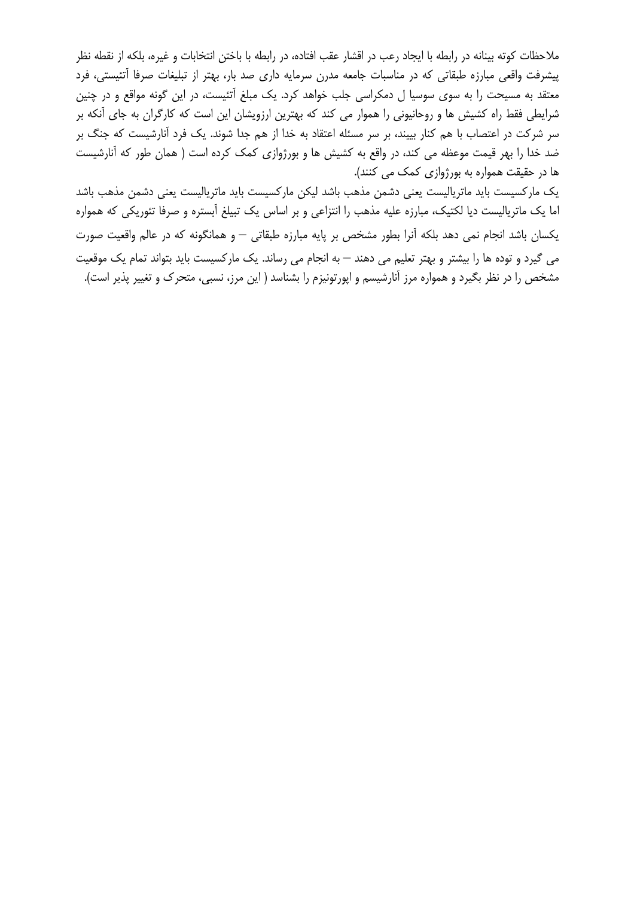ملاحظات کوته بینانه در رابطه با ایجاد رعب در اقشار عقب افتاده، در رابطه با باختن انتخابات و غیره، بلکه از نقطه نظر پیشرفت واقعی مبارزه طبقاتی که در مناسبات جامعه مدرن سرمایه داری صد بار، بهتر از تبلیغات صرفا آتئیستی، فرد معتقد به مسیحت را به سوی سوسیا ل دمکراسی جلب خواهد کرد. یک مبلغ آتئیست، در این گونه مواقع و در چنین شرایطی فقط راه کشیش ها و روحانیونی را هموار می کند که بهترین ارزویشان این است که کارگران به جای آنکه بر سر شرکت در اعتصاب با هم کنار بیبند، بر سر مسئله اعتقاد به خدا از هم جدا شوند. یک فرد آنارشیست که جنگ بر ضد خدا را بهر قیمت موعظه می کند، در واقع به کشیش ها و بورژوازی کمک کرده است ( همان طور که آنارشیست ها در حقیقت همواره به بورژوازی کمک می کنند).

یک مارکسیست باید ماتریالیست یعنی دشمن مذهب باشد لیکن مارکسیست باید ماتریالیست یعنی دشمن مذهب باشد اما یک ماتریالیست دیا لکتیک، مبارزه علیه مذهب را انتزاعی و بر اساس یک تبلیغ آبستره و صرفا تئوریکی که همواره یکسان باشد انجام نمی دهد بلکه آنرا بطور مشخص بر پایه مبارزه طبقاتی – و همانگونه که در عالم واقعیت صورت می گیرد و توده ها را بیشتر و بهتر تعلیم می دهند – به انجام می رساند. یک مارکسیست باید بتواند تمام یک موقعیت مشخص را در نظر بگیرد و همواره مرز آنارشیسم و اپورتونیزم را بشناسد ( این مرز، نسبی، متحرک و تغییر پذیر است).